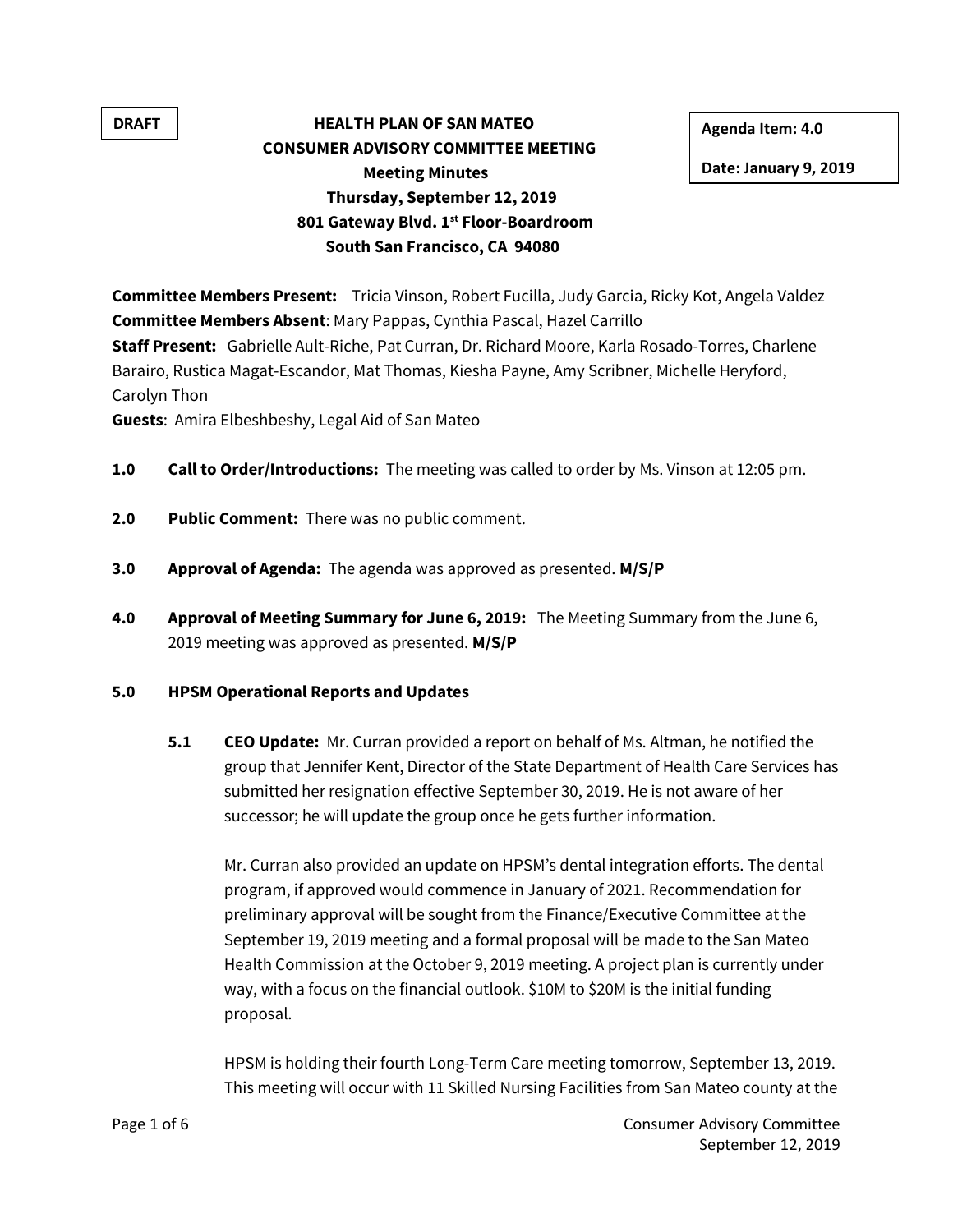DRAFT

Agenda Item: 4.0

Date: January 9, 2019

# HEALTH PLAN OF SAN MATEO
## CONSUMER ADVISORY COMMITTEE MEETING
### Meeting Minutes
**Thursday, September 12, 2019**
**801 Gateway Blvd. 1st Floor-Boardroom**
**South San Francisco, CA 94080**

**Committee Members Present:** Tricia Vinson, Robert Fucilla, Judy Garcia, Ricky Kot, Angela Valdez
**Committee Members Absent**: Mary Pappas, Cynthia Pascal, Hazel Carrillo
**Staff Present:** Gabrielle Ault-Riche, Pat Curran, Dr. Richard Moore, Karla Rosado-Torres, Charlene Barairo, Rustica Magat-Escandor, Mat Thomas, Kiesha Payne, Amy Scribner, Michelle Heryford, Carolyn Thon
**Guests**: Amira Elbeshbeshy, Legal Aid of San Mateo

**1.0 Call to Order/Introductions:** The meeting was called to order by Ms. Vinson at 12:05 pm.

**2.0 Public Comment:** There was no public comment.

**3.0 Approval of Agenda:** The agenda was approved as presented. **M/S/P**

**4.0 Approval of Meeting Summary for June 6, 2019:** The Meeting Summary from the June 6, 2019 meeting was approved as presented. **M/S/P**

**5.0 HPSM Operational Reports and Updates**

**5.1 CEO Update:** Mr. Curran provided a report on behalf of Ms. Altman, he notified the group that Jennifer Kent, Director of the State Department of Health Care Services has submitted her resignation effective September 30, 2019. He is not aware of her successor; he will update the group once he gets further information.

Mr. Curran also provided an update on HPSM's dental integration efforts. The dental program, if approved would commence in January of 2021. Recommendation for preliminary approval will be sought from the Finance/Executive Committee at the September 19, 2019 meeting and a formal proposal will be made to the San Mateo Health Commission at the October 9, 2019 meeting. A project plan is currently under way, with a focus on the financial outlook. $10M to $20M is the initial funding proposal.

HPSM is holding their fourth Long-Term Care meeting tomorrow, September 13, 2019. This meeting will occur with 11 Skilled Nursing Facilities from San Mateo county at the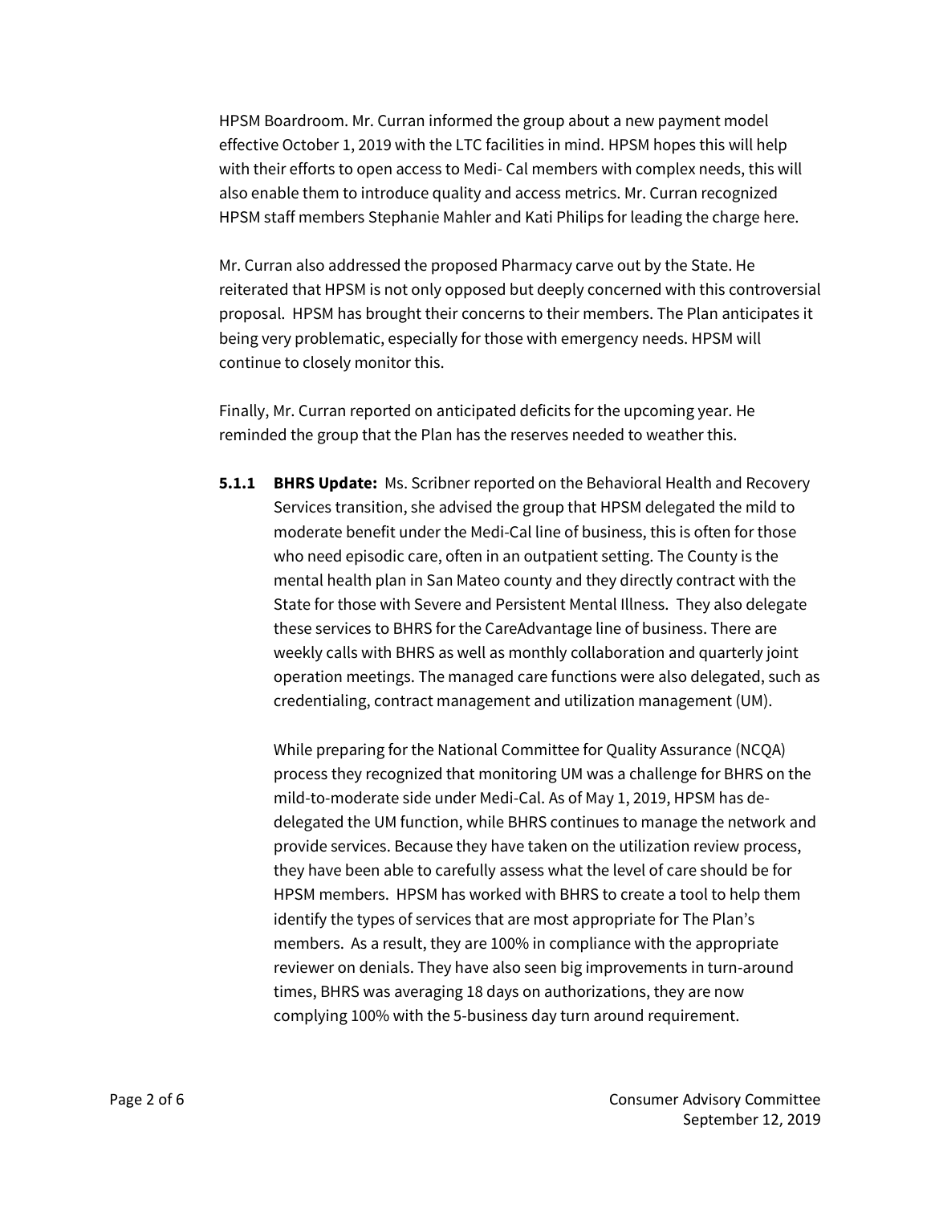HPSM Boardroom. Mr. Curran informed the group about a new payment model effective October 1, 2019 with the LTC facilities in mind. HPSM hopes this will help with their efforts to open access to Medi- Cal members with complex needs, this will also enable them to introduce quality and access metrics. Mr. Curran recognized HPSM staff members Stephanie Mahler and Kati Philips for leading the charge here.

Mr. Curran also addressed the proposed Pharmacy carve out by the State. He reiterated that HPSM is not only opposed but deeply concerned with this controversial proposal. HPSM has brought their concerns to their members. The Plan anticipates it being very problematic, especially for those with emergency needs. HPSM will continue to closely monitor this.

Finally, Mr. Curran reported on anticipated deficits for the upcoming year. He reminded the group that the Plan has the reserves needed to weather this.

**5.1.1 BHRS Update:** Ms. Scribner reported on the Behavioral Health and Recovery Services transition, she advised the group that HPSM delegated the mild to moderate benefit under the Medi-Cal line of business, this is often for those who need episodic care, often in an outpatient setting. The County is the mental health plan in San Mateo county and they directly contract with the State for those with Severe and Persistent Mental Illness. They also delegate these services to BHRS for the CareAdvantage line of business. There are weekly calls with BHRS as well as monthly collaboration and quarterly joint operation meetings. The managed care functions were also delegated, such as credentialing, contract management and utilization management (UM).

While preparing for the National Committee for Quality Assurance (NCQA) process they recognized that monitoring UM was a challenge for BHRS on the mild-to-moderate side under Medi-Cal. As of May 1, 2019, HPSM has de-delegated the UM function, while BHRS continues to manage the network and provide services. Because they have taken on the utilization review process, they have been able to carefully assess what the level of care should be for HPSM members. HPSM has worked with BHRS to create a tool to help them identify the types of services that are most appropriate for The Plan's members. As a result, they are 100% in compliance with the appropriate reviewer on denials. They have also seen big improvements in turn-around times, BHRS was averaging 18 days on authorizations, they are now complying 100% with the 5-business day turn around requirement.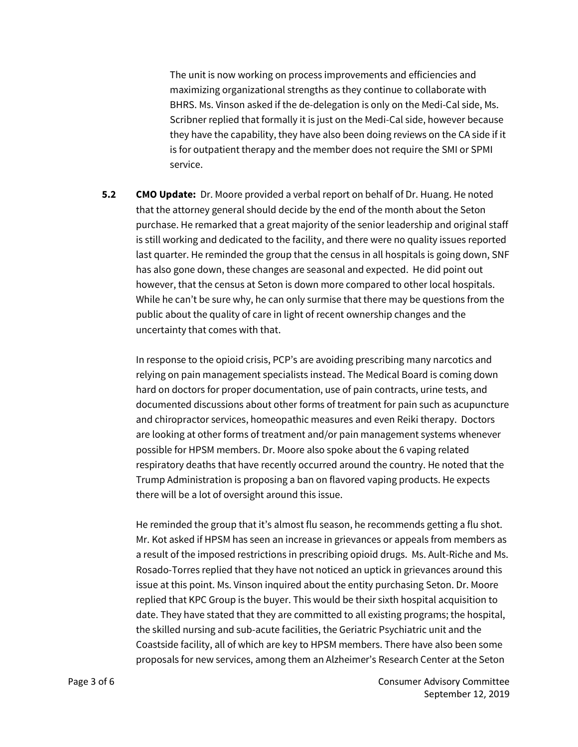The unit is now working on process improvements and efficiencies and maximizing organizational strengths as they continue to collaborate with BHRS. Ms. Vinson asked if the de-delegation is only on the Medi-Cal side, Ms. Scribner replied that formally it is just on the Medi-Cal side, however because they have the capability, they have also been doing reviews on the CA side if it is for outpatient therapy and the member does not require the SMI or SPMI service.

**5.2** **CMO Update:** Dr. Moore provided a verbal report on behalf of Dr. Huang. He noted that the attorney general should decide by the end of the month about the Seton purchase. He remarked that a great majority of the senior leadership and original staff is still working and dedicated to the facility, and there were no quality issues reported last quarter. He reminded the group that the census in all hospitals is going down, SNF has also gone down, these changes are seasonal and expected. He did point out however, that the census at Seton is down more compared to other local hospitals. While he can't be sure why, he can only surmise that there may be questions from the public about the quality of care in light of recent ownership changes and the uncertainty that comes with that.

In response to the opioid crisis, PCP's are avoiding prescribing many narcotics and relying on pain management specialists instead. The Medical Board is coming down hard on doctors for proper documentation, use of pain contracts, urine tests, and documented discussions about other forms of treatment for pain such as acupuncture and chiropractor services, homeopathic measures and even Reiki therapy. Doctors are looking at other forms of treatment and/or pain management systems whenever possible for HPSM members. Dr. Moore also spoke about the 6 vaping related respiratory deaths that have recently occurred around the country. He noted that the Trump Administration is proposing a ban on flavored vaping products. He expects there will be a lot of oversight around this issue.

He reminded the group that it's almost flu season, he recommends getting a flu shot. Mr. Kot asked if HPSM has seen an increase in grievances or appeals from members as a result of the imposed restrictions in prescribing opioid drugs. Ms. Ault-Riche and Ms. Rosado-Torres replied that they have not noticed an uptick in grievances around this issue at this point. Ms. Vinson inquired about the entity purchasing Seton. Dr. Moore replied that KPC Group is the buyer. This would be their sixth hospital acquisition to date. They have stated that they are committed to all existing programs; the hospital, the skilled nursing and sub-acute facilities, the Geriatric Psychiatric unit and the Coastside facility, all of which are key to HPSM members. There have also been some proposals for new services, among them an Alzheimer's Research Center at the Seton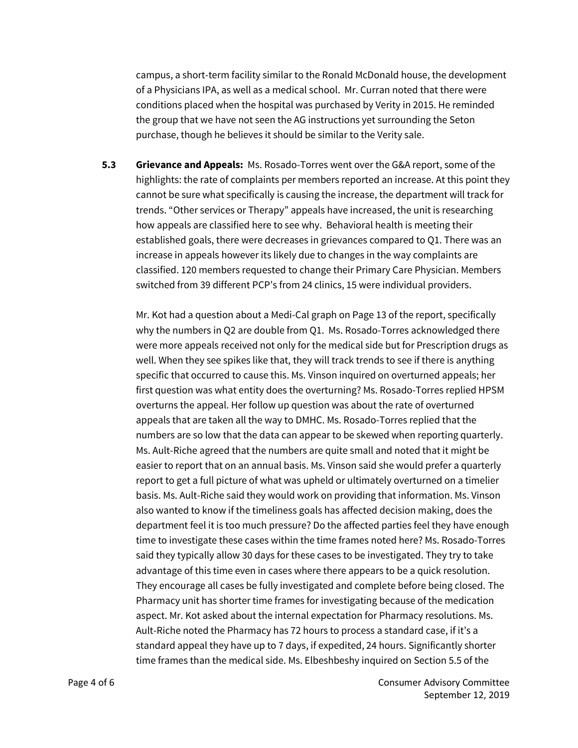campus, a short-term facility similar to the Ronald McDonald house, the development of a Physicians IPA, as well as a medical school. Mr. Curran noted that there were conditions placed when the hospital was purchased by Verity in 2015. He reminded the group that we have not seen the AG instructions yet surrounding the Seton purchase, though he believes it should be similar to the Verity sale.

**5.3 Grievance and Appeals:** Ms. Rosado-Torres went over the G&A report, some of the highlights: the rate of complaints per members reported an increase. At this point they cannot be sure what specifically is causing the increase, the department will track for trends. "Other services or Therapy" appeals have increased, the unit is researching how appeals are classified here to see why. Behavioral health is meeting their established goals, there were decreases in grievances compared to Q1. There was an increase in appeals however its likely due to changes in the way complaints are classified. 120 members requested to change their Primary Care Physician. Members switched from 39 different PCP's from 24 clinics, 15 were individual providers.

Mr. Kot had a question about a Medi-Cal graph on Page 13 of the report, specifically why the numbers in Q2 are double from Q1. Ms. Rosado-Torres acknowledged there were more appeals received not only for the medical side but for Prescription drugs as well. When they see spikes like that, they will track trends to see if there is anything specific that occurred to cause this. Ms. Vinson inquired on overturned appeals; her first question was what entity does the overturning? Ms. Rosado-Torres replied HPSM overturns the appeal. Her follow up question was about the rate of overturned appeals that are taken all the way to DMHC. Ms. Rosado-Torres replied that the numbers are so low that the data can appear to be skewed when reporting quarterly. Ms. Ault-Riche agreed that the numbers are quite small and noted that it might be easier to report that on an annual basis. Ms. Vinson said she would prefer a quarterly report to get a full picture of what was upheld or ultimately overturned on a timelier basis. Ms. Ault-Riche said they would work on providing that information. Ms. Vinson also wanted to know if the timeliness goals has affected decision making, does the department feel it is too much pressure? Do the affected parties feel they have enough time to investigate these cases within the time frames noted here? Ms. Rosado-Torres said they typically allow 30 days for these cases to be investigated. They try to take advantage of this time even in cases where there appears to be a quick resolution. They encourage all cases be fully investigated and complete before being closed. The Pharmacy unit has shorter time frames for investigating because of the medication aspect. Mr. Kot asked about the internal expectation for Pharmacy resolutions. Ms. Ault-Riche noted the Pharmacy has 72 hours to process a standard case, if it's a standard appeal they have up to 7 days, if expedited, 24 hours. Significantly shorter time frames than the medical side. Ms. Elbeshbeshy inquired on Section 5.5 of the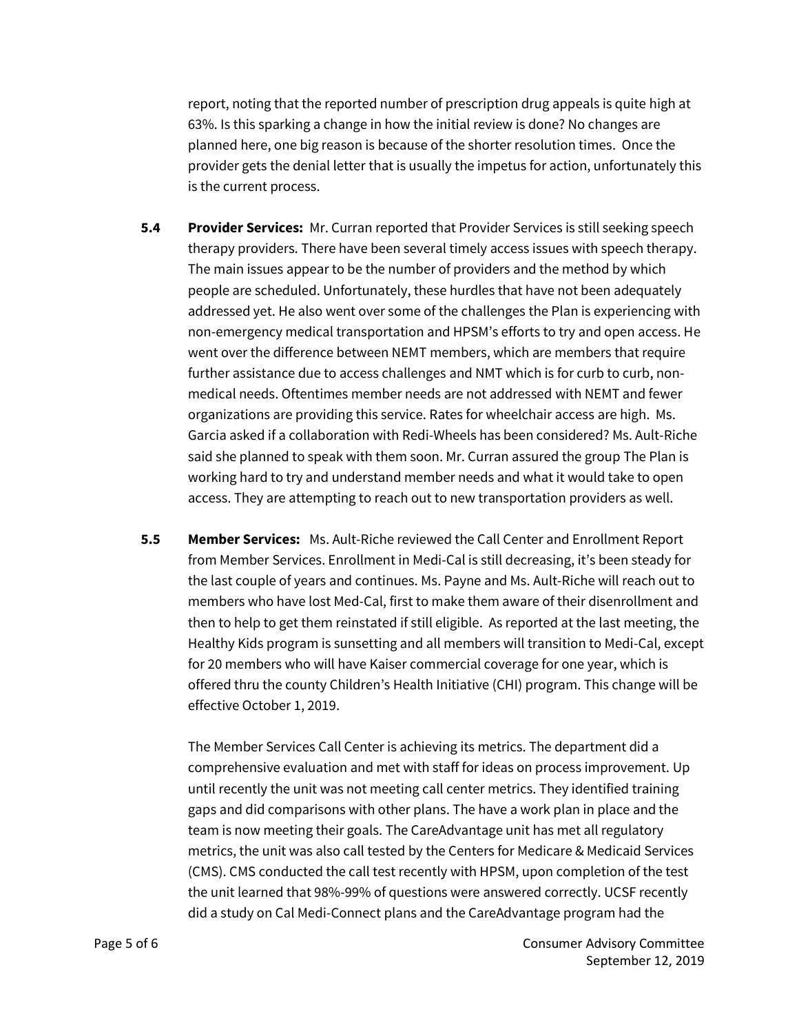report, noting that the reported number of prescription drug appeals is quite high at 63%. Is this sparking a change in how the initial review is done? No changes are planned here, one big reason is because of the shorter resolution times. Once the provider gets the denial letter that is usually the impetus for action, unfortunately this is the current process.

**5.4 Provider Services:** Mr. Curran reported that Provider Services is still seeking speech therapy providers. There have been several timely access issues with speech therapy. The main issues appear to be the number of providers and the method by which people are scheduled. Unfortunately, these hurdles that have not been adequately addressed yet. He also went over some of the challenges the Plan is experiencing with non-emergency medical transportation and HPSM's efforts to try and open access. He went over the difference between NEMT members, which are members that require further assistance due to access challenges and NMT which is for curb to curb, non-medical needs. Oftentimes member needs are not addressed with NEMT and fewer organizations are providing this service. Rates for wheelchair access are high. Ms. Garcia asked if a collaboration with Redi-Wheels has been considered? Ms. Ault-Riche said she planned to speak with them soon. Mr. Curran assured the group The Plan is working hard to try and understand member needs and what it would take to open access. They are attempting to reach out to new transportation providers as well.

**5.5 Member Services:** Ms. Ault-Riche reviewed the Call Center and Enrollment Report from Member Services. Enrollment in Medi-Cal is still decreasing, it's been steady for the last couple of years and continues. Ms. Payne and Ms. Ault-Riche will reach out to members who have lost Med-Cal, first to make them aware of their disenrollment and then to help to get them reinstated if still eligible. As reported at the last meeting, the Healthy Kids program is sunsetting and all members will transition to Medi-Cal, except for 20 members who will have Kaiser commercial coverage for one year, which is offered thru the county Children's Health Initiative (CHI) program. This change will be effective October 1, 2019.

The Member Services Call Center is achieving its metrics. The department did a comprehensive evaluation and met with staff for ideas on process improvement. Up until recently the unit was not meeting call center metrics. They identified training gaps and did comparisons with other plans. The have a work plan in place and the team is now meeting their goals. The CareAdvantage unit has met all regulatory metrics, the unit was also call tested by the Centers for Medicare & Medicaid Services (CMS). CMS conducted the call test recently with HPSM, upon completion of the test the unit learned that 98%-99% of questions were answered correctly. UCSF recently did a study on Cal Medi-Connect plans and the CareAdvantage program had the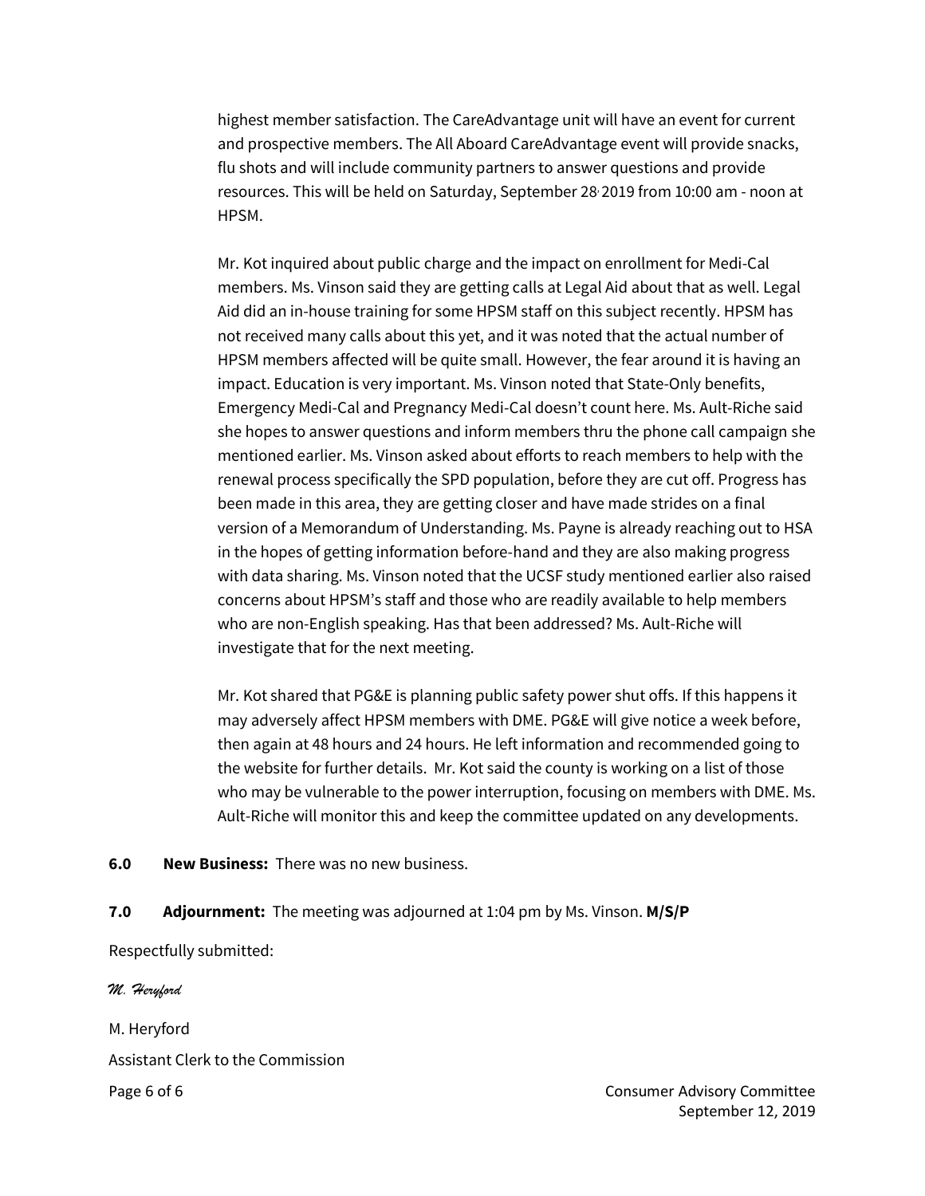highest member satisfaction. The CareAdvantage unit will have an event for current and prospective members. The All Aboard CareAdvantage event will provide snacks, flu shots and will include community partners to answer questions and provide resources. This will be held on Saturday, September 28, 2019 from 10:00 am - noon at HPSM.

Mr. Kot inquired about public charge and the impact on enrollment for Medi-Cal members. Ms. Vinson said they are getting calls at Legal Aid about that as well. Legal Aid did an in-house training for some HPSM staff on this subject recently. HPSM has not received many calls about this yet, and it was noted that the actual number of HPSM members affected will be quite small. However, the fear around it is having an impact. Education is very important. Ms. Vinson noted that State-Only benefits, Emergency Medi-Cal and Pregnancy Medi-Cal doesn't count here. Ms. Ault-Riche said she hopes to answer questions and inform members thru the phone call campaign she mentioned earlier. Ms. Vinson asked about efforts to reach members to help with the renewal process specifically the SPD population, before they are cut off. Progress has been made in this area, they are getting closer and have made strides on a final version of a Memorandum of Understanding. Ms. Payne is already reaching out to HSA in the hopes of getting information before-hand and they are also making progress with data sharing. Ms. Vinson noted that the UCSF study mentioned earlier also raised concerns about HPSM's staff and those who are readily available to help members who are non-English speaking. Has that been addressed? Ms. Ault-Riche will investigate that for the next meeting.

Mr. Kot shared that PG&E is planning public safety power shut offs. If this happens it may adversely affect HPSM members with DME. PG&E will give notice a week before, then again at 48 hours and 24 hours. He left information and recommended going to the website for further details. Mr. Kot said the county is working on a list of those who may be vulnerable to the power interruption, focusing on members with DME. Ms. Ault-Riche will monitor this and keep the committee updated on any developments.

**6.0 New Business:** There was no new business.

**7.0 Adjournment:** The meeting was adjourned at 1:04 pm by Ms. Vinson. **M/S/P**

Respectfully submitted:

*M. Heryford*

M. Heryford

Assistant Clerk to the Commission